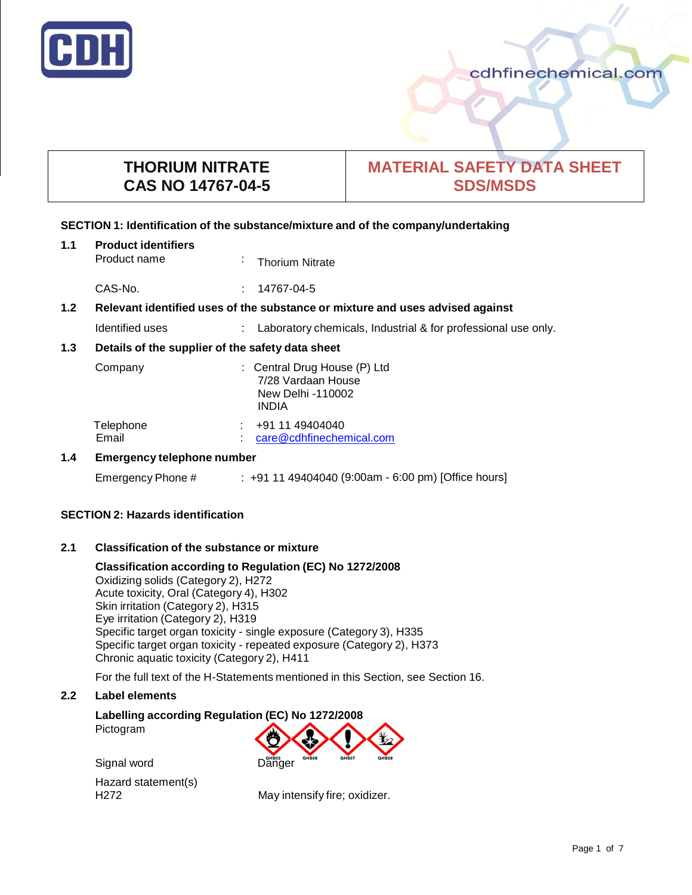| THORIUM NITRATE<br>CAS NO 14767-04-5 | MATERIAL SAFETY DATA SHEET<br>SDS/MSDS |
|---|---|

## SECTION 1: Identification of the substance/mixture and of the company/undertaking

**1.1 Product identifiers**

Product name : Thorium Nitrate

CAS-No. : 14767-04-5

**1.2 Relevant identified uses of the substance or mixture and uses advised against**

Identified uses : Laboratory chemicals, Industrial & for professional use only.

**1.3 Details of the supplier of the safety data sheet**

Company : Central Drug House (P) Ltd
7/28 Vardaan House
New Delhi -110002
INDIA

Telephone : +91 11 49404040
Email : care@cdhfinechemical.com

**1.4 Emergency telephone number**

Emergency Phone # : +91 11 49404040 (9:00am - 6:00 pm) [Office hours]

## SECTION 2: Hazards identification

**2.1 Classification of the substance or mixture**

**Classification according to Regulation (EC) No 1272/2008**

Oxidizing solids (Category 2), H272
Acute toxicity, Oral (Category 4), H302
Skin irritation (Category 2), H315
Eye irritation (Category 2), H319
Specific target organ toxicity - single exposure (Category 3), H335
Specific target organ toxicity - repeated exposure (Category 2), H373
Chronic aquatic toxicity (Category 2), H411

For the full text of the H-Statements mentioned in this Section, see Section 16.

**2.2 Label elements**

**Labelling according Regulation (EC) No 1272/2008**

Pictogram GHS03 GHS08 GHS07 GHS09

Signal word Danger

Hazard statement(s)
H272 May intensify fire; oxidizer.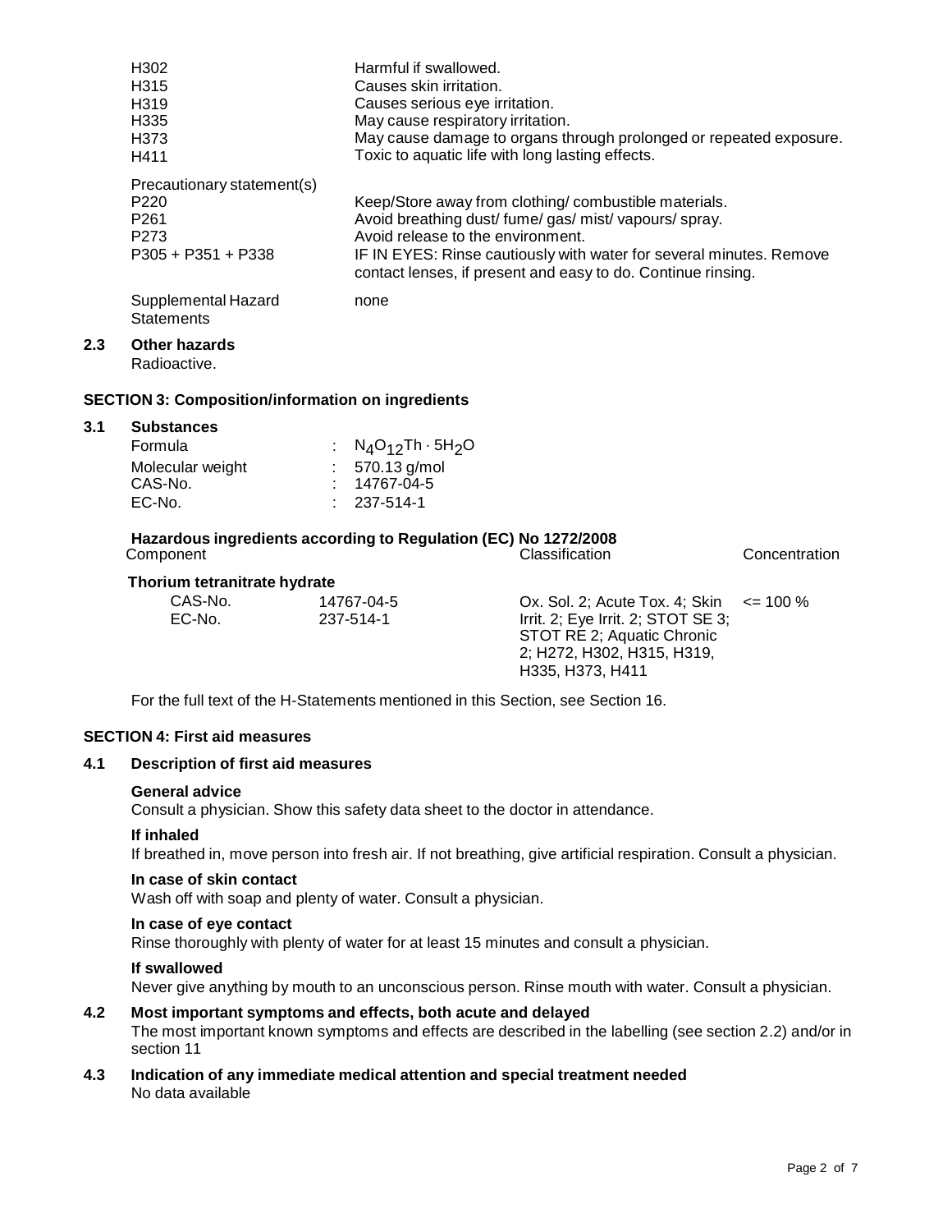| | |
|---|---|
| H302 | Harmful if swallowed. |
| H315 | Causes skin irritation. |
| H319 | Causes serious eye irritation. |
| H335 | May cause respiratory irritation. |
| H373 | May cause damage to organs through prolonged or repeated exposure. |
| H411 | Toxic to aquatic life with long lasting effects. |

Precautionary statement(s)

| | |
|---|---|
| P220 | Keep/Store away from clothing/ combustible materials. |
| P261 | Avoid breathing dust/ fume/ gas/ mist/ vapours/ spray. |
| P273 | Avoid release to the environment. |
| P305 + P351 + P338 | IF IN EYES: Rinse cautiously with water for several minutes. Remove contact lenses, if present and easy to do. Continue rinsing. |

Supplemental Hazard Statements: none

### 2.3 Other hazards

Radioactive.

## SECTION 3: Composition/information on ingredients

### 3.1 Substances

| | |
|---|---|
| Formula | : $N_4O_{12}Th \cdot 5H_2O$ |
| Molecular weight | : 570.13 g/mol |
| CAS-No. | : 14767-04-5 |
| EC-No. | : 237-514-1 |

**Hazardous ingredients according to Regulation (EC) No 1272/2008**

| Component | | Classification | Concentration |
|---|---|---|---|
| **Thorium tetranitrate hydrate** | | | |
| CAS-No. EC-No. | 14767-04-5 237-514-1 | Ox. Sol. 2; Acute Tox. 4; Skin Irrit. 2; Eye Irrit. 2; STOT SE 3; STOT RE 2; Aquatic Chronic 2; H272, H302, H315, H319, H335, H373, H411 | <= 100 % |

For the full text of the H-Statements mentioned in this Section, see Section 16.

## SECTION 4: First aid measures

### 4.1 Description of first aid measures

**General advice**

Consult a physician. Show this safety data sheet to the doctor in attendance.

**If inhaled**

If breathed in, move person into fresh air. If not breathing, give artificial respiration. Consult a physician.

**In case of skin contact**

Wash off with soap and plenty of water. Consult a physician.

**In case of eye contact**

Rinse thoroughly with plenty of water for at least 15 minutes and consult a physician.

**If swallowed**

Never give anything by mouth to an unconscious person. Rinse mouth with water. Consult a physician.

### 4.2 Most important symptoms and effects, both acute and delayed

The most important known symptoms and effects are described in the labelling (see section 2.2) and/or in section 11

### 4.3 Indication of any immediate medical attention and special treatment needed

No data available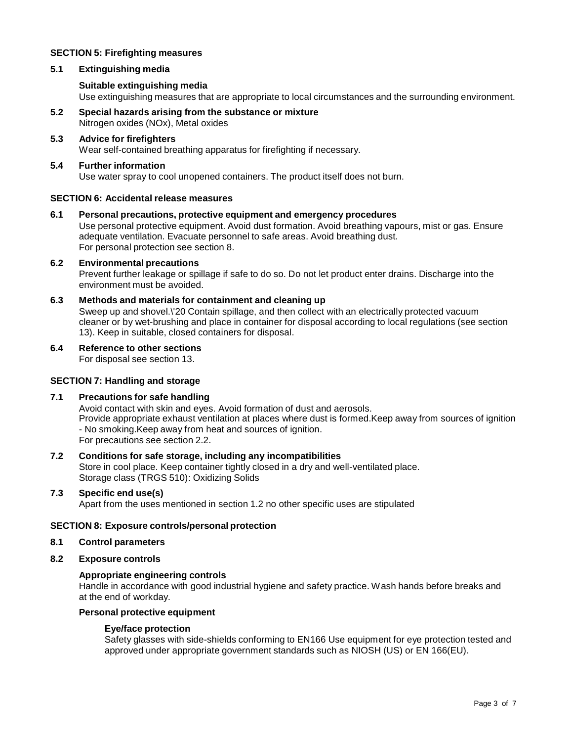## SECTION 5: Firefighting measures

### 5.1 Extinguishing media

**Suitable extinguishing media**

Use extinguishing measures that are appropriate to local circumstances and the surrounding environment.

### 5.2 Special hazards arising from the substance or mixture

Nitrogen oxides (NOx), Metal oxides

### 5.3 Advice for firefighters

Wear self-contained breathing apparatus for firefighting if necessary.

### 5.4 Further information

Use water spray to cool unopened containers. The product itself does not burn.

## SECTION 6: Accidental release measures

### 6.1 Personal precautions, protective equipment and emergency procedures

Use personal protective equipment. Avoid dust formation. Avoid breathing vapours, mist or gas. Ensure adequate ventilation. Evacuate personnel to safe areas. Avoid breathing dust.
For personal protection see section 8.

### 6.2 Environmental precautions

Prevent further leakage or spillage if safe to do so. Do not let product enter drains. Discharge into the environment must be avoided.

### 6.3 Methods and materials for containment and cleaning up

Sweep up and shovel.\'20 Contain spillage, and then collect with an electrically protected vacuum cleaner or by wet-brushing and place in container for disposal according to local regulations (see section 13). Keep in suitable, closed containers for disposal.

### 6.4 Reference to other sections

For disposal see section 13.

## SECTION 7: Handling and storage

### 7.1 Precautions for safe handling

Avoid contact with skin and eyes. Avoid formation of dust and aerosols.
Provide appropriate exhaust ventilation at places where dust is formed.Keep away from sources of ignition - No smoking.Keep away from heat and sources of ignition.
For precautions see section 2.2.

### 7.2 Conditions for safe storage, including any incompatibilities

Store in cool place. Keep container tightly closed in a dry and well-ventilated place.
Storage class (TRGS 510): Oxidizing Solids

### 7.3 Specific end use(s)

Apart from the uses mentioned in section 1.2 no other specific uses are stipulated

## SECTION 8: Exposure controls/personal protection

### 8.1 Control parameters

### 8.2 Exposure controls

**Appropriate engineering controls**

Handle in accordance with good industrial hygiene and safety practice. Wash hands before breaks and at the end of workday.

**Personal protective equipment**

**Eye/face protection**

Safety glasses with side-shields conforming to EN166 Use equipment for eye protection tested and approved under appropriate government standards such as NIOSH (US) or EN 166(EU).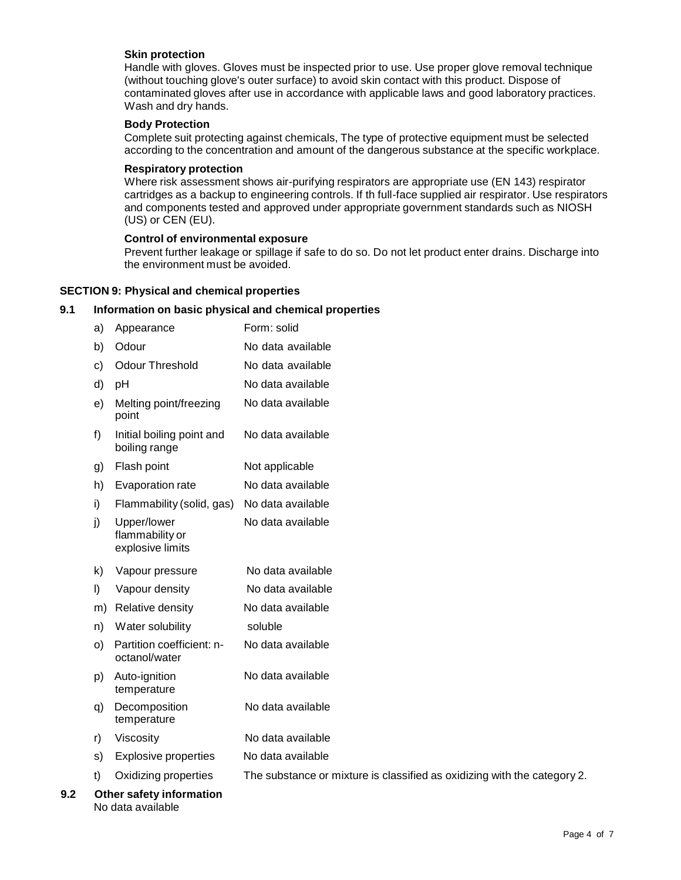**Skin protection**

Handle with gloves. Gloves must be inspected prior to use. Use proper glove removal technique (without touching glove's outer surface) to avoid skin contact with this product. Dispose of contaminated gloves after use in accordance with applicable laws and good laboratory practices. Wash and dry hands.

**Body Protection**

Complete suit protecting against chemicals, The type of protective equipment must be selected according to the concentration and amount of the dangerous substance at the specific workplace.

**Respiratory protection**

Where risk assessment shows air-purifying respirators are appropriate use (EN 143) respirator cartridges as a backup to engineering controls. If th full-face supplied air respirator. Use respirators and components tested and approved under appropriate government standards such as NIOSH (US) or CEN (EU).

**Control of environmental exposure**

Prevent further leakage or spillage if safe to do so. Do not let product enter drains. Discharge into the environment must be avoided.

## SECTION 9: Physical and chemical properties

### 9.1 Information on basic physical and chemical properties

| | | |
|---|---|---|
| a) | Appearance | Form: solid |
| b) | Odour | No data available |
| c) | Odour Threshold | No data available |
| d) | pH | No data available |
| e) | Melting point/freezing point | No data available |
| f) | Initial boiling point and boiling range | No data available |
| g) | Flash point | Not applicable |
| h) | Evaporation rate | No data available |
| i) | Flammability (solid, gas) | No data available |
| j) | Upper/lower flammability or explosive limits | No data available |
| k) | Vapour pressure | No data available |
| l) | Vapour density | No data available |
| m) | Relative density | No data available |
| n) | Water solubility | soluble |
| o) | Partition coefficient: n-octanol/water | No data available |
| p) | Auto-ignition temperature | No data available |
| q) | Decomposition temperature | No data available |
| r) | Viscosity | No data available |
| s) | Explosive properties | No data available |
| t) | Oxidizing properties | The substance or mixture is classified as oxidizing with the category 2. |

### 9.2 Other safety information

No data available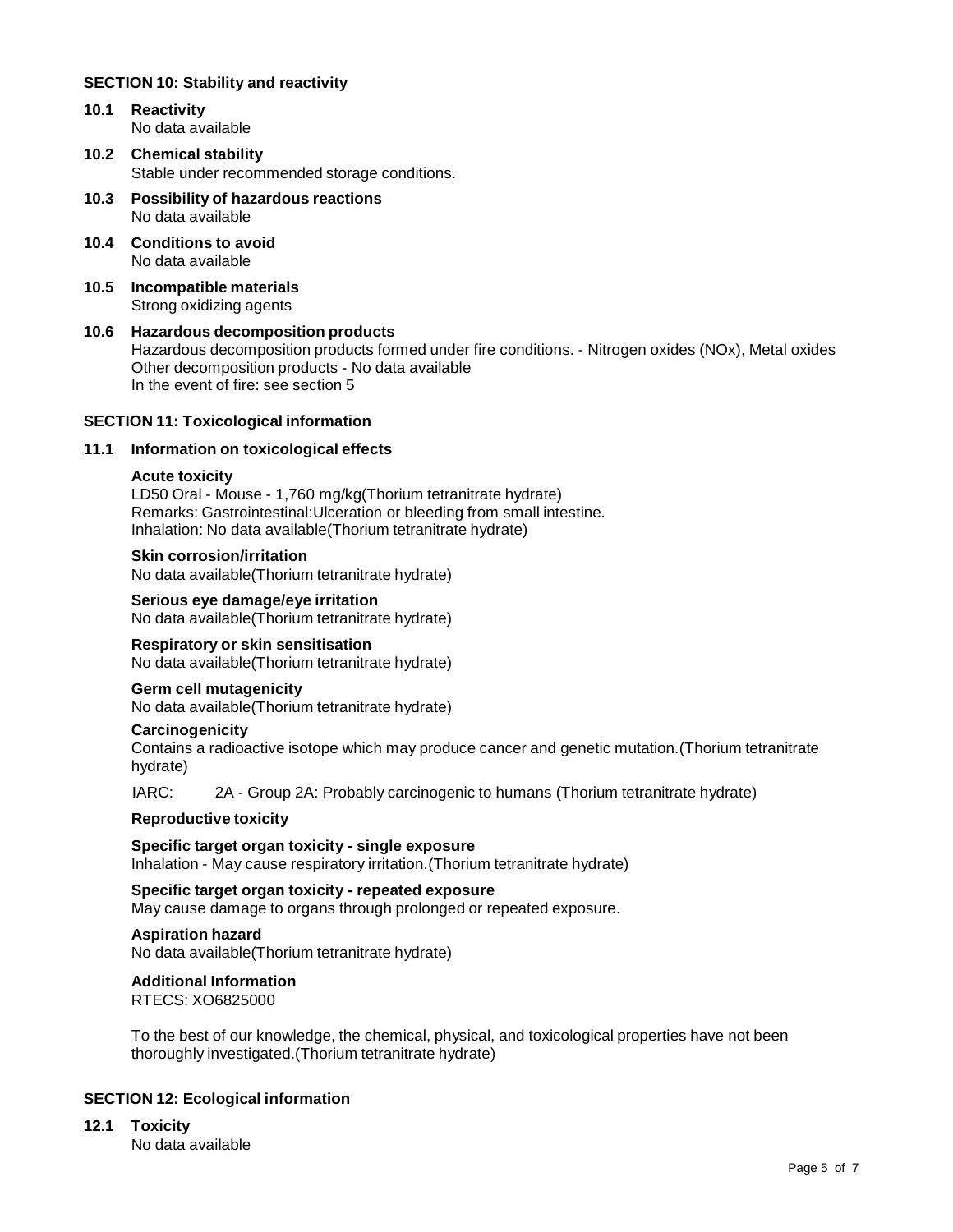## SECTION 10: Stability and reactivity

### 10.1 Reactivity
No data available

### 10.2 Chemical stability
Stable under recommended storage conditions.

### 10.3 Possibility of hazardous reactions
No data available

### 10.4 Conditions to avoid
No data available

### 10.5 Incompatible materials
Strong oxidizing agents

### 10.6 Hazardous decomposition products
Hazardous decomposition products formed under fire conditions. - Nitrogen oxides (NOx), Metal oxides
Other decomposition products - No data available
In the event of fire: see section 5

## SECTION 11: Toxicological information

### 11.1 Information on toxicological effects

**Acute toxicity**
LD50 Oral - Mouse - 1,760 mg/kg(Thorium tetranitrate hydrate)
Remarks: Gastrointestinal:Ulceration or bleeding from small intestine.
Inhalation: No data available(Thorium tetranitrate hydrate)

**Skin corrosion/irritation**
No data available(Thorium tetranitrate hydrate)

**Serious eye damage/eye irritation**
No data available(Thorium tetranitrate hydrate)

**Respiratory or skin sensitisation**
No data available(Thorium tetranitrate hydrate)

**Germ cell mutagenicity**
No data available(Thorium tetranitrate hydrate)

**Carcinogenicity**
Contains a radioactive isotope which may produce cancer and genetic mutation.(Thorium tetranitrate hydrate)

IARC: 2A - Group 2A: Probably carcinogenic to humans (Thorium tetranitrate hydrate)

**Reproductive toxicity**

**Specific target organ toxicity - single exposure**
Inhalation - May cause respiratory irritation.(Thorium tetranitrate hydrate)

**Specific target organ toxicity - repeated exposure**
May cause damage to organs through prolonged or repeated exposure.

**Aspiration hazard**
No data available(Thorium tetranitrate hydrate)

**Additional Information**
RTECS: XO6825000

To the best of our knowledge, the chemical, physical, and toxicological properties have not been thoroughly investigated.(Thorium tetranitrate hydrate)

## SECTION 12: Ecological information

### 12.1 Toxicity
No data available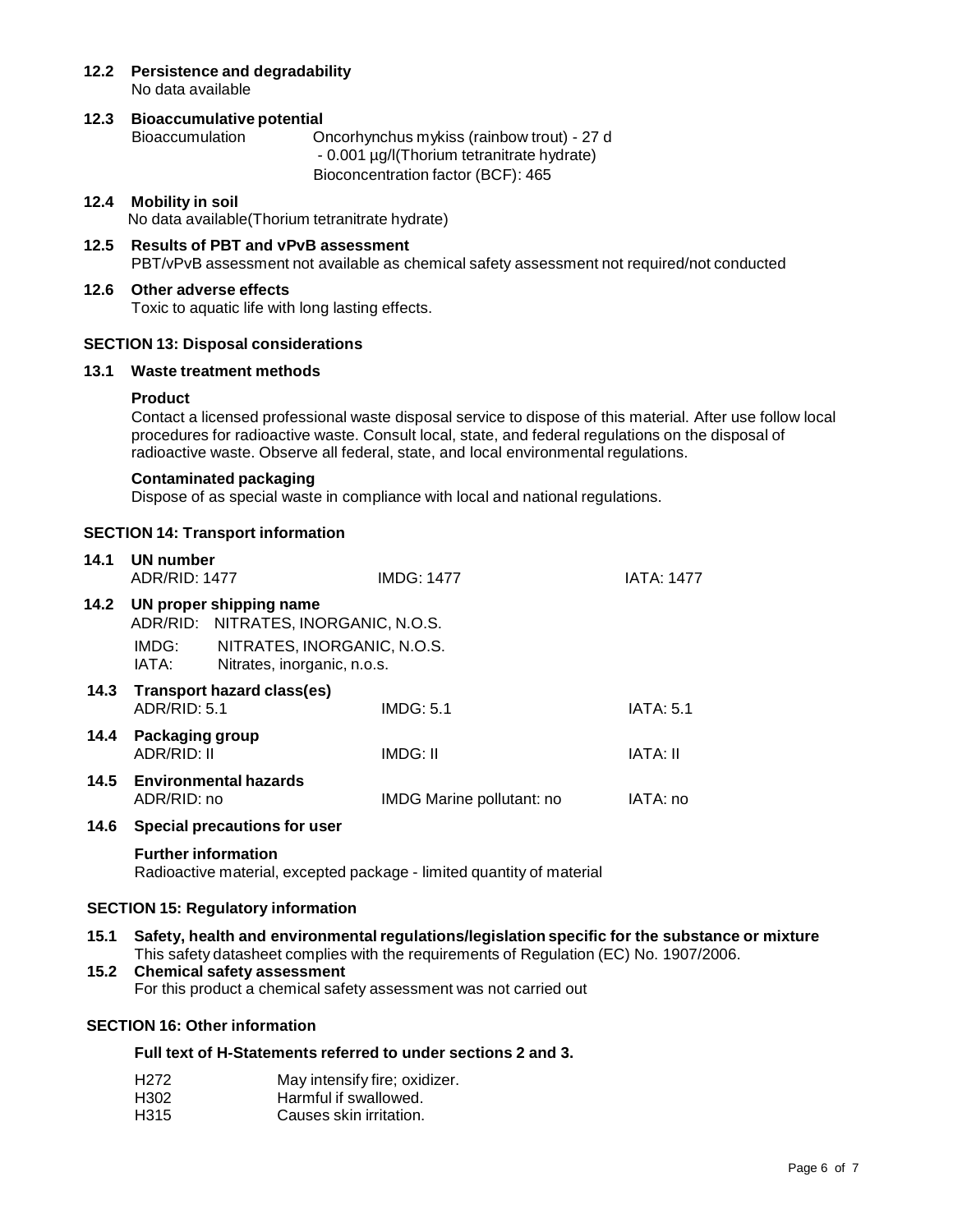### 12.2 Persistence and degradability

No data available

### 12.3 Bioaccumulative potential

| | |
|---|---|
| Bioaccumulation | Oncorhynchus mykiss (rainbow trout) - 27 d<br>- 0.001 µg/l(Thorium tetranitrate hydrate)<br>Bioconcentration factor (BCF): 465 |

### 12.4 Mobility in soil

No data available(Thorium tetranitrate hydrate)

### 12.5 Results of PBT and vPvB assessment

PBT/vPvB assessment not available as chemical safety assessment not required/not conducted

### 12.6 Other adverse effects

Toxic to aquatic life with long lasting effects.

## SECTION 13: Disposal considerations

### 13.1 Waste treatment methods

**Product**

Contact a licensed professional waste disposal service to dispose of this material. After use follow local procedures for radioactive waste. Consult local, state, and federal regulations on the disposal of radioactive waste. Observe all federal, state, and local environmental regulations.

**Contaminated packaging**

Dispose of as special waste in compliance with local and national regulations.

## SECTION 14: Transport information

### 14.1 UN number

| | | |
|---|---|---|
| ADR/RID: 1477 | IMDG: 1477 | IATA: 1477 |

### 14.2 UN proper shipping name

ADR/RID: NITRATES, INORGANIC, N.O.S.

IMDG: NITRATES, INORGANIC, N.O.S.

IATA: Nitrates, inorganic, n.o.s.

### 14.3 Transport hazard class(es)

| | | |
|---|---|---|
| ADR/RID: 5.1 | IMDG: 5.1 | IATA: 5.1 |

### 14.4 Packaging group

| | | |
|---|---|---|
| ADR/RID: II | IMDG: II | IATA: II |

### 14.5 Environmental hazards

| | | |
|---|---|---|
| ADR/RID: no | IMDG Marine pollutant: no | IATA: no |

### 14.6 Special precautions for user

**Further information**

Radioactive material, excepted package - limited quantity of material

## SECTION 15: Regulatory information

### 15.1 Safety, health and environmental regulations/legislation specific for the substance or mixture

This safety datasheet complies with the requirements of Regulation (EC) No. 1907/2006.

### 15.2 Chemical safety assessment

For this product a chemical safety assessment was not carried out

## SECTION 16: Other information

**Full text of H-Statements referred to under sections 2 and 3.**

| | |
|---|---|
| H272 | May intensify fire; oxidizer. |
| H302 | Harmful if swallowed. |
| H315 | Causes skin irritation. |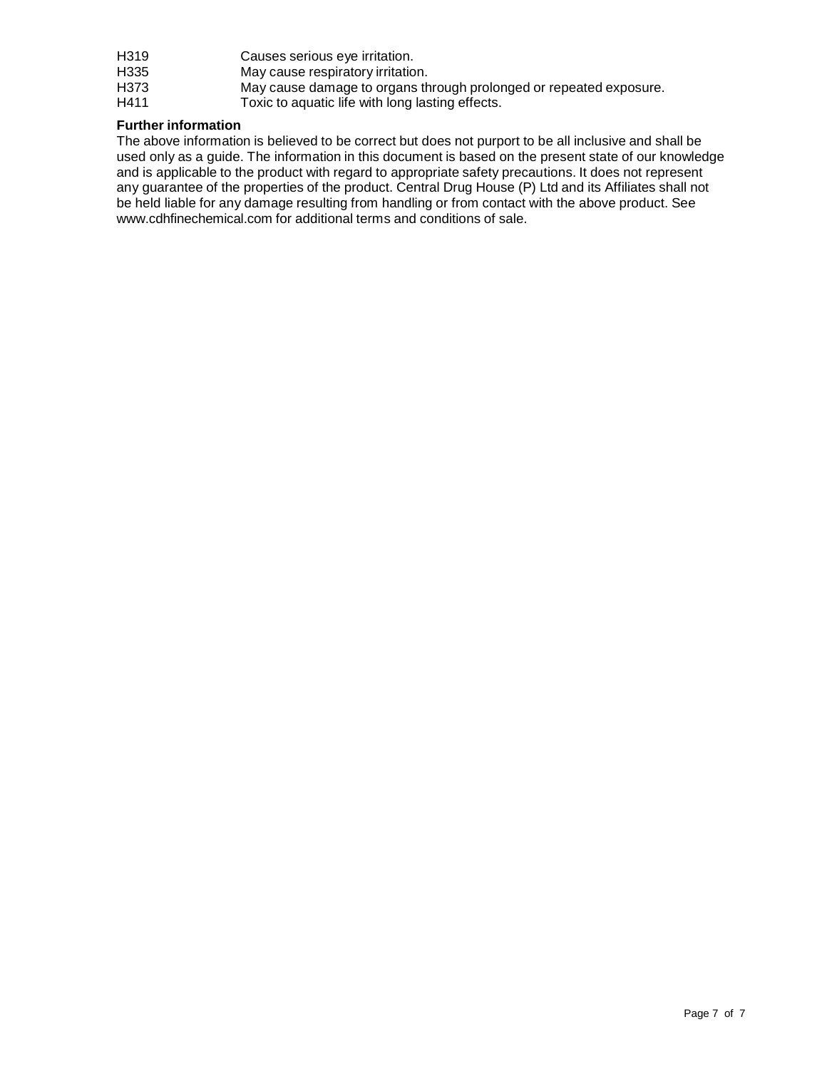| | |
|---|---|
| H319 | Causes serious eye irritation. |
| H335 | May cause respiratory irritation. |
| H373 | May cause damage to organs through prolonged or repeated exposure. |
| H411 | Toxic to aquatic life with long lasting effects. |

**Further information**

The above information is believed to be correct but does not purport to be all inclusive and shall be used only as a guide. The information in this document is based on the present state of our knowledge and is applicable to the product with regard to appropriate safety precautions. It does not represent any guarantee of the properties of the product. Central Drug House (P) Ltd and its Affiliates shall not be held liable for any damage resulting from handling or from contact with the above product. See www.cdhfinechemical.com for additional terms and conditions of sale.